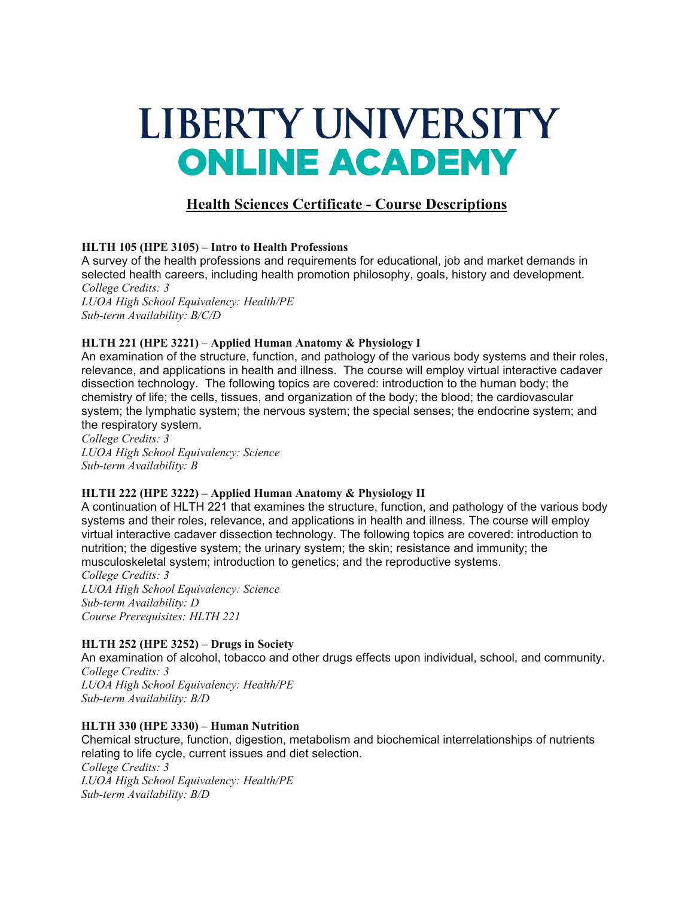# LIBERTY UNIVERSITY
# ONLINE ACADEMY

## Health Sciences Certificate - Course Descriptions

**HLTH 105 (HPE 3105) – Intro to Health Professions**
A survey of the health professions and requirements for educational, job and market demands in selected health careers, including health promotion philosophy, goals, history and development.
*College Credits: 3*
*LUOA High School Equivalency: Health/PE*
*Sub-term Availability: B/C/D*

**HLTH 221 (HPE 3221) – Applied Human Anatomy & Physiology I**
An examination of the structure, function, and pathology of the various body systems and their roles, relevance, and applications in health and illness. The course will employ virtual interactive cadaver dissection technology. The following topics are covered: introduction to the human body; the chemistry of life; the cells, tissues, and organization of the body; the blood; the cardiovascular system; the lymphatic system; the nervous system; the special senses; the endocrine system; and the respiratory system.
*College Credits: 3*
*LUOA High School Equivalency: Science*
*Sub-term Availability: B*

**HLTH 222 (HPE 3222) – Applied Human Anatomy & Physiology II**
A continuation of HLTH 221 that examines the structure, function, and pathology of the various body systems and their roles, relevance, and applications in health and illness. The course will employ virtual interactive cadaver dissection technology. The following topics are covered: introduction to nutrition; the digestive system; the urinary system; the skin; resistance and immunity; the musculoskeletal system; introduction to genetics; and the reproductive systems.
*College Credits: 3*
*LUOA High School Equivalency: Science*
*Sub-term Availability: D*
*Course Prerequisites: HLTH 221*

**HLTH 252 (HPE 3252) – Drugs in Society**
An examination of alcohol, tobacco and other drugs effects upon individual, school, and community.
*College Credits: 3*
*LUOA High School Equivalency: Health/PE*
*Sub-term Availability: B/D*

**HLTH 330 (HPE 3330) – Human Nutrition**
Chemical structure, function, digestion, metabolism and biochemical interrelationships of nutrients relating to life cycle, current issues and diet selection.
*College Credits: 3*
*LUOA High School Equivalency: Health/PE*
*Sub-term Availability: B/D*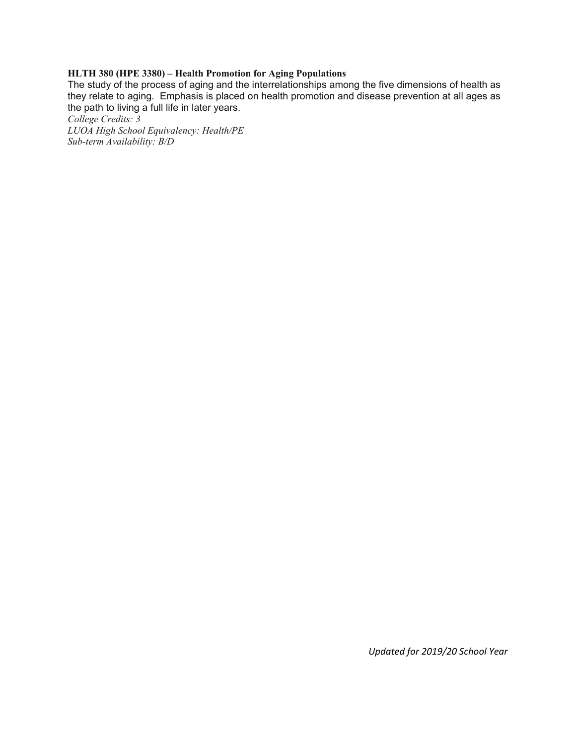**HLTH 380 (HPE 3380) – Health Promotion for Aging Populations**

The study of the process of aging and the interrelationships among the five dimensions of health as they relate to aging. Emphasis is placed on health promotion and disease prevention at all ages as the path to living a full life in later years.

*College Credits: 3*
*LUOA High School Equivalency: Health/PE*
*Sub-term Availability: B/D*